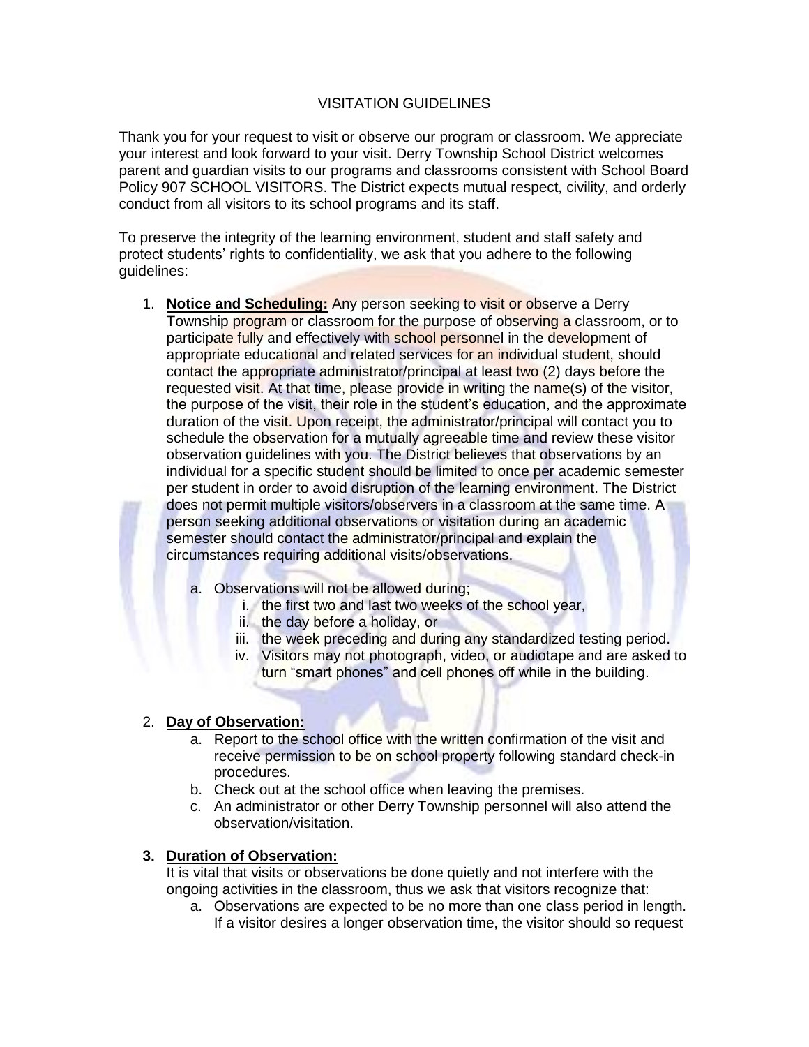# VISITATION GUIDELINES

Thank you for your request to visit or observe our program or classroom. We appreciate your interest and look forward to your visit. Derry Township School District welcomes parent and guardian visits to our programs and classrooms consistent with School Board Policy 907 SCHOOL VISITORS. The District expects mutual respect, civility, and orderly conduct from all visitors to its school programs and its staff.

To preserve the integrity of the learning environment, student and staff safety and protect students' rights to confidentiality, we ask that you adhere to the following guidelines:

1. **Notice and Scheduling:** Any person seeking to visit or observe a Derry Township program or classroom for the purpose of observing a classroom, or to participate fully and effectively with school personnel in the development of appropriate educational and related services for an individual student, should contact the appropriate administrator/principal at least two (2) days before the requested visit. At that time, please provide in writing the name(s) of the visitor, the purpose of the visit, their role in the student's education, and the approximate duration of the visit. Upon receipt, the administrator/principal will contact you to schedule the observation for a mutually agreeable time and review these visitor observation guidelines with you. The District believes that observations by an individual for a specific student should be limited to once per academic semester per student in order to avoid disruption of the learning environment. The District does not permit multiple visitors/observers in a classroom at the same time. A person seeking additional observations or visitation during an academic semester should contact the administrator/principal and explain the circumstances requiring additional visits/observations.
   a. Observations will not be allowed during;
      i. the first two and last two weeks of the school year,
      ii. the day before a holiday, or
      iii. the week preceding and during any standardized testing period.
      iv. Visitors may not photograph, video, or audiotape and are asked to turn "smart phones" and cell phones off while in the building.

2. **Day of Observation:**
   a. Report to the school office with the written confirmation of the visit and receive permission to be on school property following standard check-in procedures.
   b. Check out at the school office when leaving the premises.
   c. An administrator or other Derry Township personnel will also attend the observation/visitation.

3. **Duration of Observation:**
   It is vital that visits or observations be done quietly and not interfere with the ongoing activities in the classroom, thus we ask that visitors recognize that:
   a. Observations are expected to be no more than one class period in length. If a visitor desires a longer observation time, the visitor should so request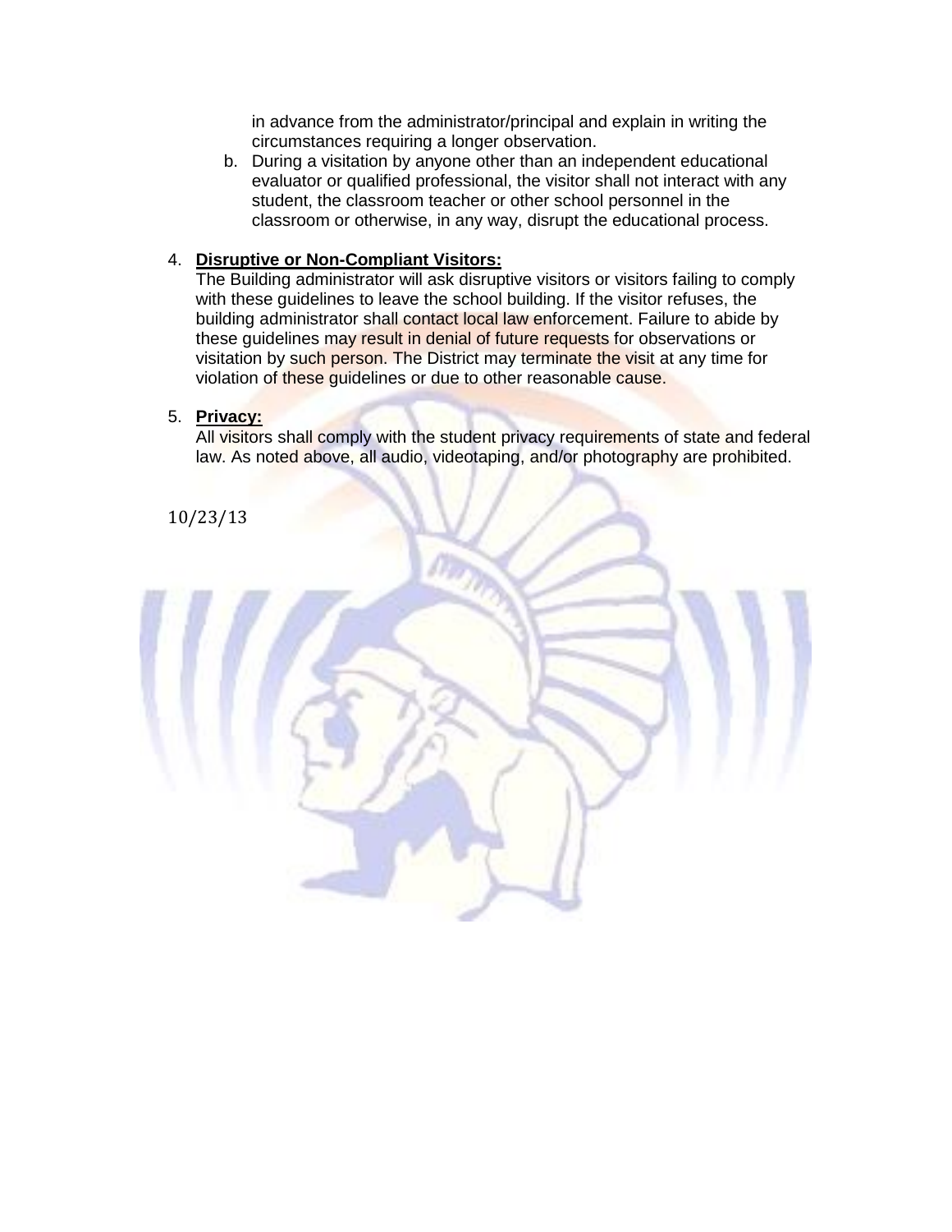in advance from the administrator/principal and explain in writing the circumstances requiring a longer observation.

b. During a visitation by anyone other than an independent educational evaluator or qualified professional, the visitor shall not interact with any student, the classroom teacher or other school personnel in the classroom or otherwise, in any way, disrupt the educational process.

4. **Disruptive or Non-Compliant Visitors:**
The Building administrator will ask disruptive visitors or visitors failing to comply with these guidelines to leave the school building. If the visitor refuses, the building administrator shall contact local law enforcement. Failure to abide by these guidelines may result in denial of future requests for observations or visitation by such person. The District may terminate the visit at any time for violation of these guidelines or due to other reasonable cause.

5. **Privacy:**
All visitors shall comply with the student privacy requirements of state and federal law. As noted above, all audio, videotaping, and/or photography are prohibited.

10/23/13